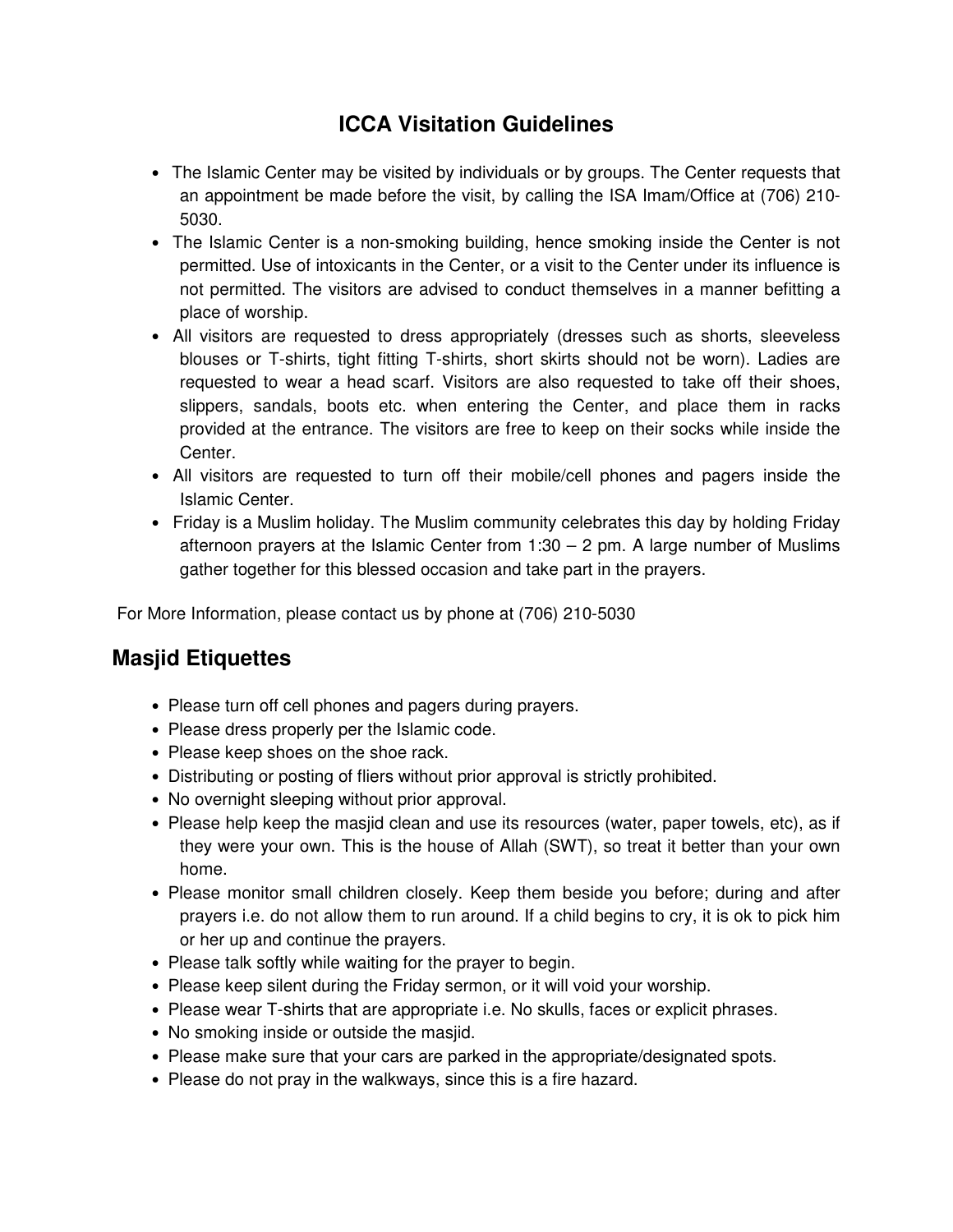# ICCA Visitation Guidelines

- The Islamic Center may be visited by individuals or by groups. The Center requests that an appointment be made before the visit, by calling the ISA Imam/Office at (706) 210-5030.
- The Islamic Center is a non-smoking building, hence smoking inside the Center is not permitted. Use of intoxicants in the Center, or a visit to the Center under its influence is not permitted. The visitors are advised to conduct themselves in a manner befitting a place of worship.
- All visitors are requested to dress appropriately (dresses such as shorts, sleeveless blouses or T-shirts, tight fitting T-shirts, short skirts should not be worn). Ladies are requested to wear a head scarf. Visitors are also requested to take off their shoes, slippers, sandals, boots etc. when entering the Center, and place them in racks provided at the entrance. The visitors are free to keep on their socks while inside the Center.
- All visitors are requested to turn off their mobile/cell phones and pagers inside the Islamic Center.
- Friday is a Muslim holiday. The Muslim community celebrates this day by holding Friday afternoon prayers at the Islamic Center from 1:30 – 2 pm. A large number of Muslims gather together for this blessed occasion and take part in the prayers.

For More Information, please contact us by phone at (706) 210-5030

## Masjid Etiquettes

- Please turn off cell phones and pagers during prayers.
- Please dress properly per the Islamic code.
- Please keep shoes on the shoe rack.
- Distributing or posting of fliers without prior approval is strictly prohibited.
- No overnight sleeping without prior approval.
- Please help keep the masjid clean and use its resources (water, paper towels, etc), as if they were your own. This is the house of Allah (SWT), so treat it better than your own home.
- Please monitor small children closely. Keep them beside you before; during and after prayers i.e. do not allow them to run around. If a child begins to cry, it is ok to pick him or her up and continue the prayers.
- Please talk softly while waiting for the prayer to begin.
- Please keep silent during the Friday sermon, or it will void your worship.
- Please wear T-shirts that are appropriate i.e. No skulls, faces or explicit phrases.
- No smoking inside or outside the masjid.
- Please make sure that your cars are parked in the appropriate/designated spots.
- Please do not pray in the walkways, since this is a fire hazard.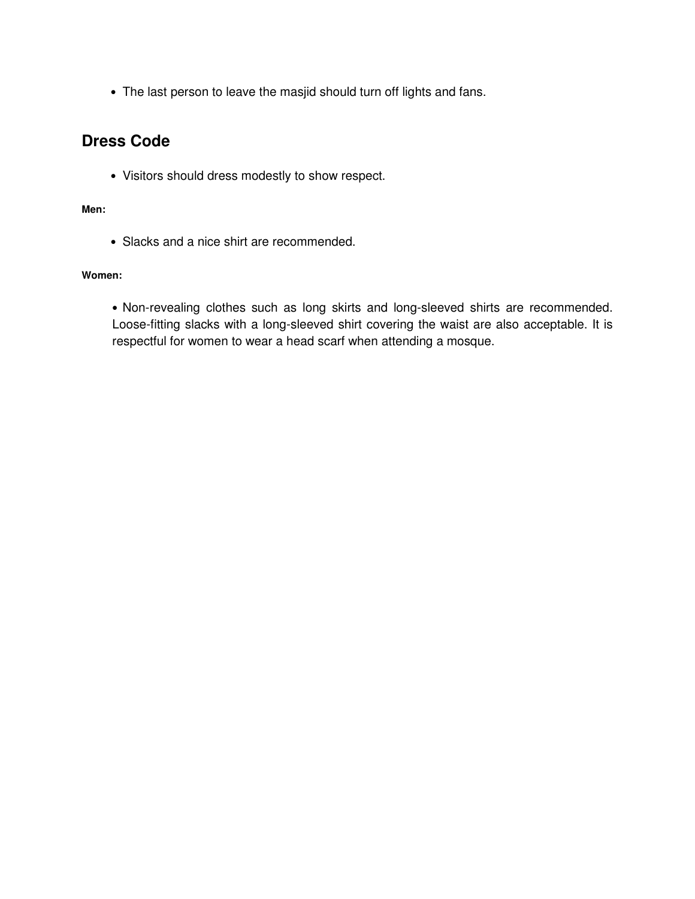- The last person to leave the masjid should turn off lights and fans.

## Dress Code

- Visitors should dress modestly to show respect.

**Men:**

- Slacks and a nice shirt are recommended.

**Women:**

- Non-revealing clothes such as long skirts and long-sleeved shirts are recommended. Loose-fitting slacks with a long-sleeved shirt covering the waist are also acceptable. It is respectful for women to wear a head scarf when attending a mosque.